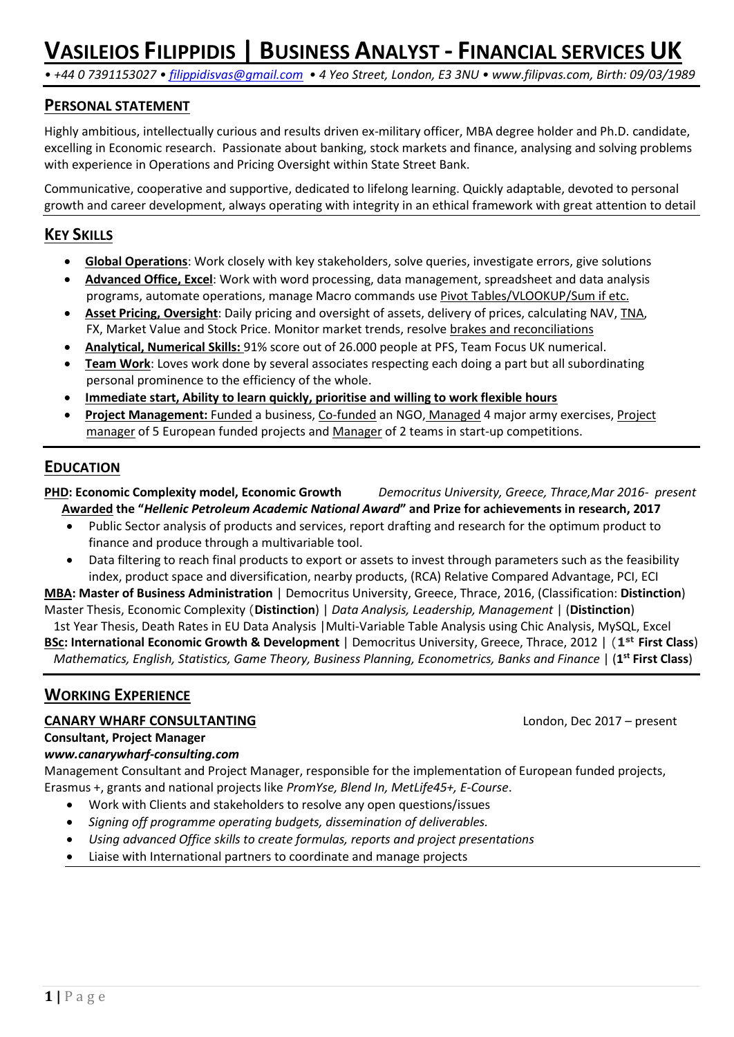# VASILEIOS FILIPPIDIS | BUSINESS ANALYST - FINANCIAL SERVICES UK

*• +44 0 7391153027 • filippidisvas@gmail.com • 4 Yeo Street, London, E3 3NU • www.filipvas.com, Birth: 09/03/1989*

## PERSONAL STATEMENT

Highly ambitious, intellectually curious and results driven ex-military officer, MBA degree holder and Ph.D. candidate, excelling in Economic research. Passionate about banking, stock markets and finance, analysing and solving problems with experience in Operations and Pricing Oversight within State Street Bank.

Communicative, cooperative and supportive, dedicated to lifelong learning. Quickly adaptable, devoted to personal growth and career development, always operating with integrity in an ethical framework with great attention to detail

## KEY SKILLS

- **Global Operations**: Work closely with key stakeholders, solve queries, investigate errors, give solutions
- **Advanced Office, Excel**: Work with word processing, data management, spreadsheet and data analysis programs, automate operations, manage Macro commands use Pivot Tables/VLOOKUP/Sum if etc.
- **Asset Pricing, Oversight**: Daily pricing and oversight of assets, delivery of prices, calculating NAV, TNA, FX, Market Value and Stock Price. Monitor market trends, resolve brakes and reconciliations
- **Analytical, Numerical Skills:** 91% score out of 26.000 people at PFS, Team Focus UK numerical.
- **Team Work**: Loves work done by several associates respecting each doing a part but all subordinating personal prominence to the efficiency of the whole.
- **Immediate start, Ability to learn quickly, prioritise and willing to work flexible hours**
- **Project Management:** Funded a business, Co-funded an NGO, Managed 4 major army exercises, Project manager of 5 European funded projects and Manager of 2 teams in start-up competitions.

## EDUCATION

**PHD: Economic Complexity model, Economic Growth** *Democritus University, Greece, Thrace, Mar 2016- present*
**Awarded the "*Hellenic Petroleum Academic National Award*" and Prize for achievements in research, 2017**

- Public Sector analysis of products and services, report drafting and research for the optimum product to finance and produce through a multivariable tool.
- Data filtering to reach final products to export or assets to invest through parameters such as the feasibility index, product space and diversification, nearby products, (RCA) Relative Compared Advantage, PCI, ECI

**MBA: Master of Business Administration** | Democritus University, Greece, Thrace, 2016, (Classification: **Distinction**)
Master Thesis, Economic Complexity (**Distinction**) | *Data Analysis, Leadership, Management* | (**Distinction**)
1st Year Thesis, Death Rates in EU Data Analysis |Multi-Variable Table Analysis using Chic Analysis, MySQL, Excel

**BSc: International Economic Growth & Development** | Democritus University, Greece, Thrace, 2012 | (**1st First Class**)
*Mathematics, English, Statistics, Game Theory, Business Planning, Econometrics, Banks and Finance* | (**1st First Class**)

## WORKING EXPERIENCE

**CANARY WHARF CONSULTANTING** London, Dec 2017 – present
**Consultant, Project Manager**
***www.canarywharf-consulting.com***

Management Consultant and Project Manager, responsible for the implementation of European funded projects, Erasmus +, grants and national projects like *PromYse, Blend In, MetLife45+, E-Course*.

- Work with Clients and stakeholders to resolve any open questions/issues
- *Signing off programme operating budgets, dissemination of deliverables.*
- *Using advanced Office skills to create formulas, reports and project presentations*
- Liaise with International partners to coordinate and manage projects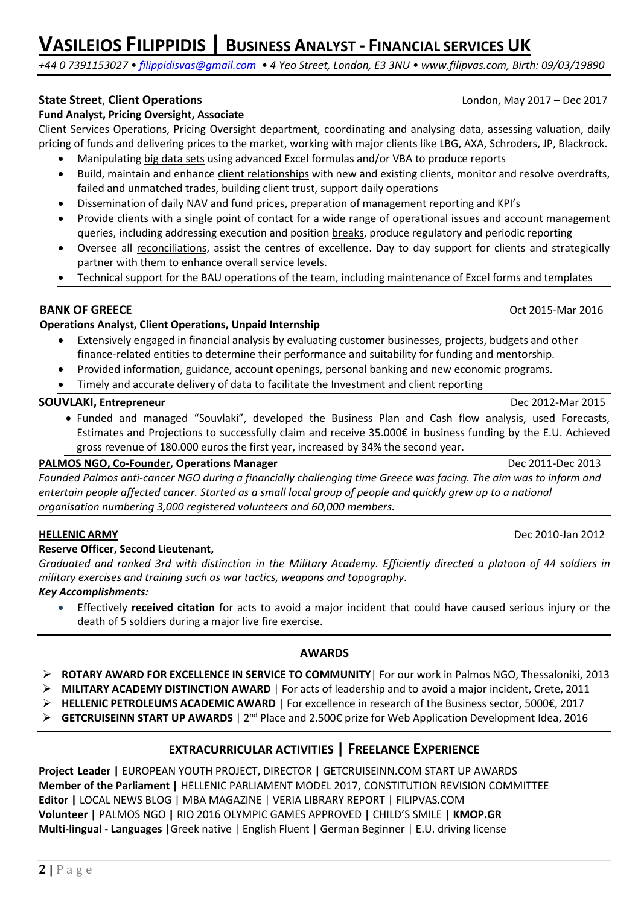# VASILEIOS FILIPPIDIS | BUSINESS ANALYST - FINANCIAL SERVICES UK

*+44 0 7391153027 • [filippidisvas@gmail.com](mailto:filippidisvas@gmail.com) • 4 Yeo Street, London, E3 3NU • www.filipvas.com, Birth: 09/03/19890*

**State Street, Client Operations** — London, May 2017 – Dec 2017

**Fund Analyst, Pricing Oversight, Associate**

Client Services Operations, Pricing Oversight department, coordinating and analysing data, assessing valuation, daily pricing of funds and delivering prices to the market, working with major clients like LBG, AXA, Schroders, JP, Blackrock.

- Manipulating big data sets using advanced Excel formulas and/or VBA to produce reports
- Build, maintain and enhance client relationships with new and existing clients, monitor and resolve overdrafts, failed and unmatched trades, building client trust, support daily operations
- Dissemination of daily NAV and fund prices, preparation of management reporting and KPI's
- Provide clients with a single point of contact for a wide range of operational issues and account management queries, including addressing execution and position breaks, produce regulatory and periodic reporting
- Oversee all reconciliations, assist the centres of excellence. Day to day support for clients and strategically partner with them to enhance overall service levels.
- Technical support for the BAU operations of the team, including maintenance of Excel forms and templates

**BANK OF GREECE** — Oct 2015-Mar 2016

**Operations Analyst, Client Operations, Unpaid Internship**

- Extensively engaged in financial analysis by evaluating customer businesses, projects, budgets and other finance-related entities to determine their performance and suitability for funding and mentorship.
- Provided information, guidance, account openings, personal banking and new economic programs.
- Timely and accurate delivery of data to facilitate the Investment and client reporting

**SOUVLAKI, Entrepreneur** — Dec 2012-Mar 2015

- Funded and managed "Souvlaki", developed the Business Plan and Cash flow analysis, used Forecasts, Estimates and Projections to successfully claim and receive 35.000€ in business funding by the E.U. Achieved gross revenue of 180.000 euros the first year, increased by 34% the second year.

**PALMOS NGO, Co-Founder, Operations Manager** — Dec 2011-Dec 2013

*Founded Palmos anti-cancer NGO during a financially challenging time Greece was facing. The aim was to inform and entertain people affected cancer. Started as a small local group of people and quickly grew up to a national organisation numbering 3,000 registered volunteers and 60,000 members.*

**HELLENIC ARMY** — Dec 2010-Jan 2012

**Reserve Officer, Second Lieutenant,**

*Graduated and ranked 3rd with distinction in the Military Academy. Efficiently directed a platoon of 44 soldiers in military exercises and training such as war tactics, weapons and topography.*

***Key Accomplishments:***

- Effectively **received citation** for acts to avoid a major incident that could have caused serious injury or the death of 5 soldiers during a major live fire exercise.

## AWARDS

- **ROTARY AWARD FOR EXCELLENCE IN SERVICE TO COMMUNITY** | For our work in Palmos NGO, Thessaloniki, 2013
- **MILITARY ACADEMY DISTINCTION AWARD** | For acts of leadership and to avoid a major incident, Crete, 2011
- **HELLENIC PETROLEUMS ACADEMIC AWARD** | For excellence in research of the Business sector, 5000€, 2017
- **GETCRUISEINN START UP AWARDS** | 2nd Place and 2.500€ prize for Web Application Development Idea, 2016

## EXTRACURRICULAR ACTIVITIES | FREELANCE EXPERIENCE

**Project Leader |** EUROPEAN YOUTH PROJECT, DIRECTOR **|** GETCRUISEINN.COM START UP AWARDS
**Member of the Parliament |** HELLENIC PARLIAMENT MODEL 2017, CONSTITUTION REVISION COMMITTEE
**Editor |** LOCAL NEWS BLOG | MBA MAGAZINE | VERIA LIBRARY REPORT | FILIPVAS.COM
**Volunteer |** PALMOS NGO **|** RIO 2016 OLYMPIC GAMES APPROVED **|** CHILD'S SMILE **| KMOP.GR**
**Multi-lingual - Languages |** Greek native | English Fluent | German Beginner | E.U. driving license